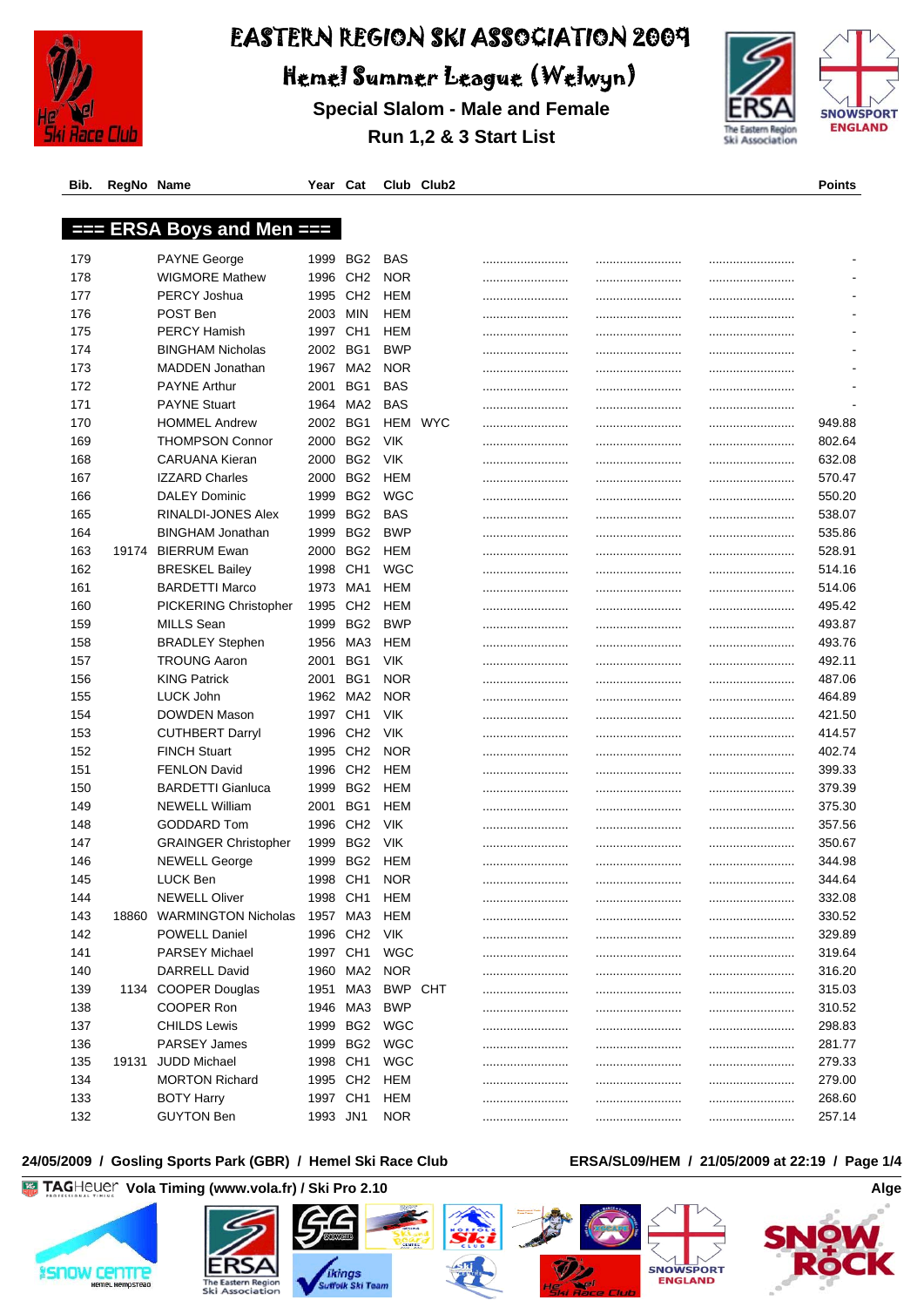# EASTERN REGION SKI ASSOCIATION 2009

## Hemel Summer League (Welwyn)

### Special Slalom - Male and Female

### Run 1,2 & 3 Start List

## === ERSA Boys and Men ===

| Bib. | RegNo | Name | Year | Cat | Club | Club2 | | | | Points |
|---|---|---|---|---|---|---|---|---|---|---|
| 179 | | PAYNE George | 1999 | BG2 | BAS | | ......................... | ......................... | ......................... | - |
| 178 | | WIGMORE Mathew | 1996 | CH2 | NOR | | ......................... | ......................... | ......................... | - |
| 177 | | PERCY Joshua | 1995 | CH2 | HEM | | ......................... | ......................... | ......................... | - |
| 176 | | POST Ben | 2003 | MIN | HEM | | ......................... | ......................... | ......................... | - |
| 175 | | PERCY Hamish | 1997 | CH1 | HEM | | ......................... | ......................... | ......................... | - |
| 174 | | BINGHAM Nicholas | 2002 | BG1 | BWP | | ......................... | ......................... | ......................... | - |
| 173 | | MADDEN Jonathan | 1967 | MA2 | NOR | | ......................... | ......................... | ......................... | - |
| 172 | | PAYNE Arthur | 2001 | BG1 | BAS | | ......................... | ......................... | ......................... | - |
| 171 | | PAYNE Stuart | 1964 | MA2 | BAS | | ......................... | ......................... | ......................... | - |
| 170 | | HOMMEL Andrew | 2002 | BG1 | HEM | WYC | ......................... | ......................... | ......................... | 949.88 |
| 169 | | THOMPSON Connor | 2000 | BG2 | VIK | | ......................... | ......................... | ......................... | 802.64 |
| 168 | | CARUANA Kieran | 2000 | BG2 | VIK | | ......................... | ......................... | ......................... | 632.08 |
| 167 | | IZZARD Charles | 2000 | BG2 | HEM | | ......................... | ......................... | ......................... | 570.47 |
| 166 | | DALEY Dominic | 1999 | BG2 | WGC | | ......................... | ......................... | ......................... | 550.20 |
| 165 | | RINALDI-JONES Alex | 1999 | BG2 | BAS | | ......................... | ......................... | ......................... | 538.07 |
| 164 | | BINGHAM Jonathan | 1999 | BG2 | BWP | | ......................... | ......................... | ......................... | 535.86 |
| 163 | 19174 | BIERRUM Ewan | 2000 | BG2 | HEM | | ......................... | ......................... | ......................... | 528.91 |
| 162 | | BRESKEL Bailey | 1998 | CH1 | WGC | | ......................... | ......................... | ......................... | 514.16 |
| 161 | | BARDETTI Marco | 1973 | MA1 | HEM | | ......................... | ......................... | ......................... | 514.06 |
| 160 | | PICKERING Christopher | 1995 | CH2 | HEM | | ......................... | ......................... | ......................... | 495.42 |
| 159 | | MILLS Sean | 1999 | BG2 | BWP | | ......................... | ......................... | ......................... | 493.87 |
| 158 | | BRADLEY Stephen | 1956 | MA3 | HEM | | ......................... | ......................... | ......................... | 493.76 |
| 157 | | TROUNG Aaron | 2001 | BG1 | VIK | | ......................... | ......................... | ......................... | 492.11 |
| 156 | | KING Patrick | 2001 | BG1 | NOR | | ......................... | ......................... | ......................... | 487.06 |
| 155 | | LUCK John | 1962 | MA2 | NOR | | ......................... | ......................... | ......................... | 464.89 |
| 154 | | DOWDEN Mason | 1997 | CH1 | VIK | | ......................... | ......................... | ......................... | 421.50 |
| 153 | | CUTHBERT Darryl | 1996 | CH2 | VIK | | ......................... | ......................... | ......................... | 414.57 |
| 152 | | FINCH Stuart | 1995 | CH2 | NOR | | ......................... | ......................... | ......................... | 402.74 |
| 151 | | FENLON David | 1996 | CH2 | HEM | | ......................... | ......................... | ......................... | 399.33 |
| 150 | | BARDETTI Gianluca | 1999 | BG2 | HEM | | ......................... | ......................... | ......................... | 379.39 |
| 149 | | NEWELL William | 2001 | BG1 | HEM | | ......................... | ......................... | ......................... | 375.30 |
| 148 | | GODDARD Tom | 1996 | CH2 | VIK | | ......................... | ......................... | ......................... | 357.56 |
| 147 | | GRAINGER Christopher | 1999 | BG2 | VIK | | ......................... | ......................... | ......................... | 350.67 |
| 146 | | NEWELL George | 1999 | BG2 | HEM | | ......................... | ......................... | ......................... | 344.98 |
| 145 | | LUCK Ben | 1998 | CH1 | NOR | | ......................... | ......................... | ......................... | 344.64 |
| 144 | | NEWELL Oliver | 1998 | CH1 | HEM | | ......................... | ......................... | ......................... | 332.08 |
| 143 | 18860 | WARMINGTON Nicholas | 1957 | MA3 | HEM | | ......................... | ......................... | ......................... | 330.52 |
| 142 | | POWELL Daniel | 1996 | CH2 | VIK | | ......................... | ......................... | ......................... | 329.89 |
| 141 | | PARSEY Michael | 1997 | CH1 | WGC | | ......................... | ......................... | ......................... | 319.64 |
| 140 | | DARRELL David | 1960 | MA2 | NOR | | ......................... | ......................... | ......................... | 316.20 |
| 139 | 1134 | COOPER Douglas | 1951 | MA3 | BWP | CHT | ......................... | ......................... | ......................... | 315.03 |
| 138 | | COOPER Ron | 1946 | MA3 | BWP | | ......................... | ......................... | ......................... | 310.52 |
| 137 | | CHILDS Lewis | 1999 | BG2 | WGC | | ......................... | ......................... | ......................... | 298.83 |
| 136 | | PARSEY James | 1999 | BG2 | WGC | | ......................... | ......................... | ......................... | 281.77 |
| 135 | 19131 | JUDD Michael | 1998 | CH1 | WGC | | ......................... | ......................... | ......................... | 279.33 |
| 134 | | MORTON Richard | 1995 | CH2 | HEM | | ......................... | ......................... | ......................... | 279.00 |
| 133 | | BOTY Harry | 1997 | CH1 | HEM | | ......................... | ......................... | ......................... | 268.60 |
| 132 | | GUYTON Ben | 1993 | JN1 | NOR | | ......................... | ......................... | ......................... | 257.14 |

24/05/2009 / Gosling Sports Park (GBR) / Hemel Ski Race Club — ERSA/SL09/HEM / 21/05/2009 at 22:19

TAGHeuer Vola Timing (www.vola.fr) / Ski Pro 2.10 — Alge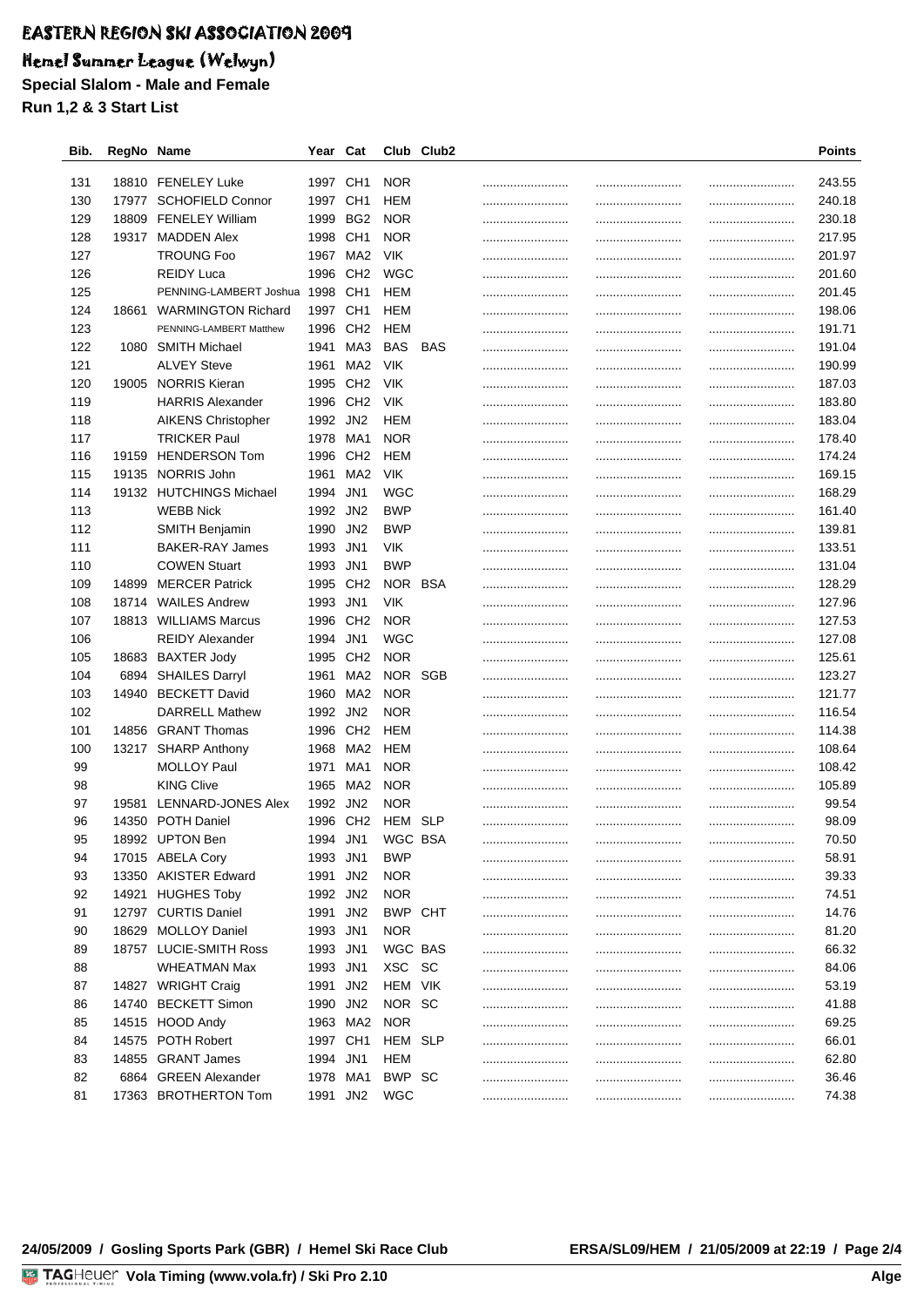# EASTERN REGION SKI ASSOCIATION 2009

## Hemel Summer League (Welwyn)

**Special Slalom - Male and Female**

**Run 1,2 & 3 Start List**

| Bib. | RegNo | Name | Year | Cat | Club | Club2 | | | | Points |
|---|---|---|---|---|---|---|---|---|---|---|
| 131 | 18810 | FENELEY Luke | 1997 | CH1 | NOR | | ........................ | ........................ | ........................ | 243.55 |
| 130 | 17977 | SCHOFIELD Connor | 1997 | CH1 | HEM | | ........................ | ........................ | ........................ | 240.18 |
| 129 | 18809 | FENELEY William | 1999 | BG2 | NOR | | ........................ | ........................ | ........................ | 230.18 |
| 128 | 19317 | MADDEN Alex | 1998 | CH1 | NOR | | ........................ | ........................ | ........................ | 217.95 |
| 127 | | TROUNG Foo | 1967 | MA2 | VIK | | ........................ | ........................ | ........................ | 201.97 |
| 126 | | REIDY Luca | 1996 | CH2 | WGC | | ........................ | ........................ | ........................ | 201.60 |
| 125 | | PENNING-LAMBERT Joshua | 1998 | CH1 | HEM | | ........................ | ........................ | ........................ | 201.45 |
| 124 | 18661 | WARMINGTON Richard | 1997 | CH1 | HEM | | ........................ | ........................ | ........................ | 198.06 |
| 123 | | PENNING-LAMBERT Matthew | 1996 | CH2 | HEM | | ........................ | ........................ | ........................ | 191.71 |
| 122 | 1080 | SMITH Michael | 1941 | MA3 | BAS | BAS | ........................ | ........................ | ........................ | 191.04 |
| 121 | | ALVEY Steve | 1961 | MA2 | VIK | | ........................ | ........................ | ........................ | 190.99 |
| 120 | 19005 | NORRIS Kieran | 1995 | CH2 | VIK | | ........................ | ........................ | ........................ | 187.03 |
| 119 | | HARRIS Alexander | 1996 | CH2 | VIK | | ........................ | ........................ | ........................ | 183.80 |
| 118 | | AIKENS Christopher | 1992 | JN2 | HEM | | ........................ | ........................ | ........................ | 183.04 |
| 117 | | TRICKER Paul | 1978 | MA1 | NOR | | ........................ | ........................ | ........................ | 178.40 |
| 116 | 19159 | HENDERSON Tom | 1996 | CH2 | HEM | | ........................ | ........................ | ........................ | 174.24 |
| 115 | 19135 | NORRIS John | 1961 | MA2 | VIK | | ........................ | ........................ | ........................ | 169.15 |
| 114 | 19132 | HUTCHINGS Michael | 1994 | JN1 | WGC | | ........................ | ........................ | ........................ | 168.29 |
| 113 | | WEBB Nick | 1992 | JN2 | BWP | | ........................ | ........................ | ........................ | 161.40 |
| 112 | | SMITH Benjamin | 1990 | JN2 | BWP | | ........................ | ........................ | ........................ | 139.81 |
| 111 | | BAKER-RAY James | 1993 | JN1 | VIK | | ........................ | ........................ | ........................ | 133.51 |
| 110 | | COWEN Stuart | 1993 | JN1 | BWP | | ........................ | ........................ | ........................ | 131.04 |
| 109 | 14899 | MERCER Patrick | 1995 | CH2 | NOR | BSA | ........................ | ........................ | ........................ | 128.29 |
| 108 | 18714 | WAILES Andrew | 1993 | JN1 | VIK | | ........................ | ........................ | ........................ | 127.96 |
| 107 | 18813 | WILLIAMS Marcus | 1996 | CH2 | NOR | | ........................ | ........................ | ........................ | 127.53 |
| 106 | | REIDY Alexander | 1994 | JN1 | WGC | | ........................ | ........................ | ........................ | 127.08 |
| 105 | 18683 | BAXTER Jody | 1995 | CH2 | NOR | | ........................ | ........................ | ........................ | 125.61 |
| 104 | 6894 | SHAILES Darryl | 1961 | MA2 | NOR | SGB | ........................ | ........................ | ........................ | 123.27 |
| 103 | 14940 | BECKETT David | 1960 | MA2 | NOR | | ........................ | ........................ | ........................ | 121.77 |
| 102 | | DARRELL Mathew | 1992 | JN2 | NOR | | ........................ | ........................ | ........................ | 116.54 |
| 101 | 14856 | GRANT Thomas | 1996 | CH2 | HEM | | ........................ | ........................ | ........................ | 114.38 |
| 100 | 13217 | SHARP Anthony | 1968 | MA2 | HEM | | ........................ | ........................ | ........................ | 108.64 |
| 99 | | MOLLOY Paul | 1971 | MA1 | NOR | | ........................ | ........................ | ........................ | 108.42 |
| 98 | | KING Clive | 1965 | MA2 | NOR | | ........................ | ........................ | ........................ | 105.89 |
| 97 | 19581 | LENNARD-JONES Alex | 1992 | JN2 | NOR | | ........................ | ........................ | ........................ | 99.54 |
| 96 | 14350 | POTH Daniel | 1996 | CH2 | HEM | SLP | ........................ | ........................ | ........................ | 98.09 |
| 95 | 18992 | UPTON Ben | 1994 | JN1 | WGC | BSA | ........................ | ........................ | ........................ | 70.50 |
| 94 | 17015 | ABELA Cory | 1993 | JN1 | BWP | | ........................ | ........................ | ........................ | 58.91 |
| 93 | 13350 | AKISTER Edward | 1991 | JN2 | NOR | | ........................ | ........................ | ........................ | 39.33 |
| 92 | 14921 | HUGHES Toby | 1992 | JN2 | NOR | | ........................ | ........................ | ........................ | 74.51 |
| 91 | 12797 | CURTIS Daniel | 1991 | JN2 | BWP | CHT | ........................ | ........................ | ........................ | 14.76 |
| 90 | 18629 | MOLLOY Daniel | 1993 | JN1 | NOR | | ........................ | ........................ | ........................ | 81.20 |
| 89 | 18757 | LUCIE-SMITH Ross | 1993 | JN1 | WGC | BAS | ........................ | ........................ | ........................ | 66.32 |
| 88 | | WHEATMAN Max | 1993 | JN1 | XSC | SC | ........................ | ........................ | ........................ | 84.06 |
| 87 | 14827 | WRIGHT Craig | 1991 | JN2 | HEM | VIK | ........................ | ........................ | ........................ | 53.19 |
| 86 | 14740 | BECKETT Simon | 1990 | JN2 | NOR | SC | ........................ | ........................ | ........................ | 41.88 |
| 85 | 14515 | HOOD Andy | 1963 | MA2 | NOR | | ........................ | ........................ | ........................ | 69.25 |
| 84 | 14575 | POTH Robert | 1997 | CH1 | HEM | SLP | ........................ | ........................ | ........................ | 66.01 |
| 83 | 14855 | GRANT James | 1994 | JN1 | HEM | | ........................ | ........................ | ........................ | 62.80 |
| 82 | 6864 | GREEN Alexander | 1978 | MA1 | BWP | SC | ........................ | ........................ | ........................ | 36.46 |
| 81 | 17363 | BROTHERTON Tom | 1991 | JN2 | WGC | | ........................ | ........................ | ........................ | 74.38 |

24/05/2009 / Gosling Sports Park (GBR) / Hemel Ski Race Club — ERSA/SL09/HEM / 21/05/2009 at 22:19

TAGHeuer Vola Timing (www.vola.fr) / Ski Pro 2.10 — Alge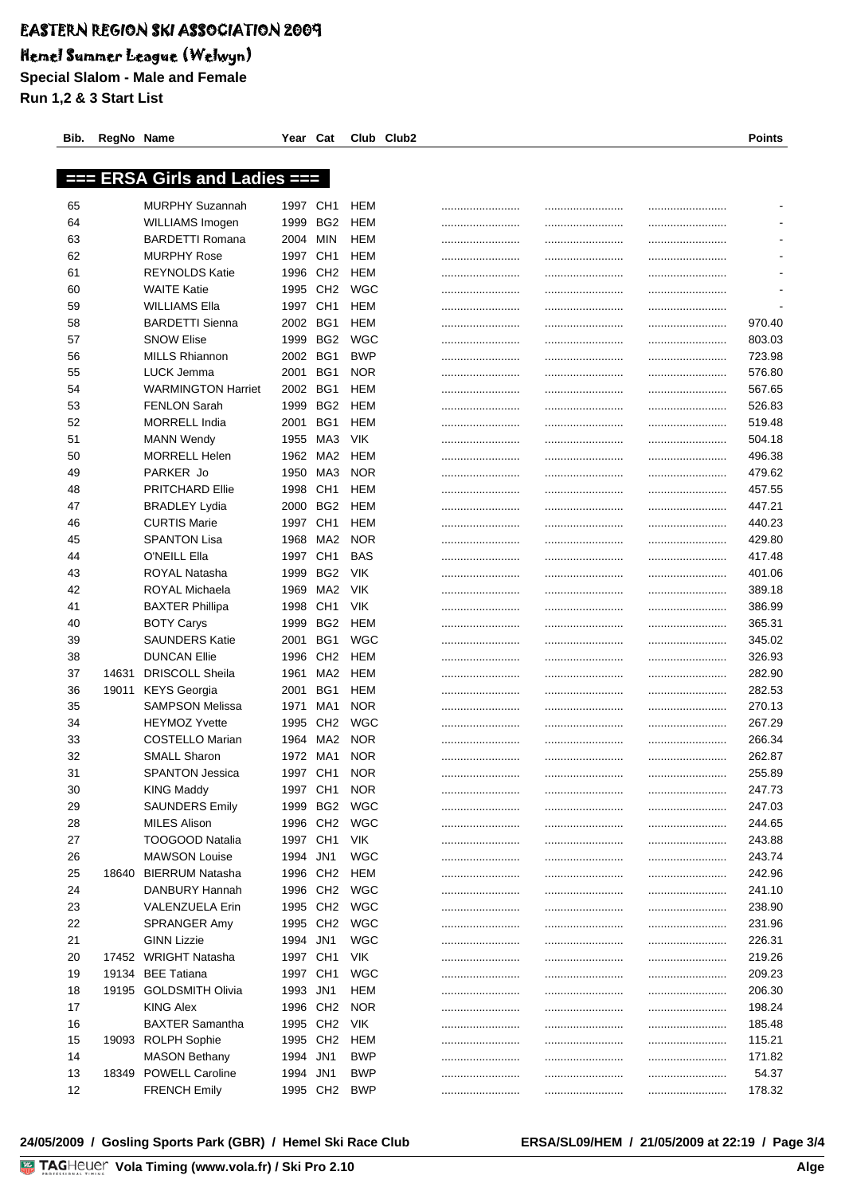# EASTERN REGION SKI ASSOCIATION 2009

## Hemel Summer League (Welwyn)

**Special Slalom - Male and Female**

**Run 1,2 & 3 Start List**

### === ERSA Girls and Ladies ===

| Bib. | RegNo | Name | Year | Cat | Club | Club2 | | | | Points |
|---|---|---|---|---|---|---|---|---|---|---|
| 65 | | MURPHY Suzannah | 1997 | CH1 | HEM | | ......................... | ......................... | ......................... | - |
| 64 | | WILLIAMS Imogen | 1999 | BG2 | HEM | | ......................... | ......................... | ......................... | - |
| 63 | | BARDETTI Romana | 2004 | MIN | HEM | | ......................... | ......................... | ......................... | - |
| 62 | | MURPHY Rose | 1997 | CH1 | HEM | | ......................... | ......................... | ......................... | - |
| 61 | | REYNOLDS Katie | 1996 | CH2 | HEM | | ......................... | ......................... | ......................... | - |
| 60 | | WAITE Katie | 1995 | CH2 | WGC | | ......................... | ......................... | ......................... | - |
| 59 | | WILLIAMS Ella | 1997 | CH1 | HEM | | ......................... | ......................... | ......................... | - |
| 58 | | BARDETTI Sienna | 2002 | BG1 | HEM | | ......................... | ......................... | ......................... | 970.40 |
| 57 | | SNOW Elise | 1999 | BG2 | WGC | | ......................... | ......................... | ......................... | 803.03 |
| 56 | | MILLS Rhiannon | 2002 | BG1 | BWP | | ......................... | ......................... | ......................... | 723.98 |
| 55 | | LUCK Jemma | 2001 | BG1 | NOR | | ......................... | ......................... | ......................... | 576.80 |
| 54 | | WARMINGTON Harriet | 2002 | BG1 | HEM | | ......................... | ......................... | ......................... | 567.65 |
| 53 | | FENLON Sarah | 1999 | BG2 | HEM | | ......................... | ......................... | ......................... | 526.83 |
| 52 | | MORRELL India | 2001 | BG1 | HEM | | ......................... | ......................... | ......................... | 519.48 |
| 51 | | MANN Wendy | 1955 | MA3 | VIK | | ......................... | ......................... | ......................... | 504.18 |
| 50 | | MORRELL Helen | 1962 | MA2 | HEM | | ......................... | ......................... | ......................... | 496.38 |
| 49 | | PARKER Jo | 1950 | MA3 | NOR | | ......................... | ......................... | ......................... | 479.62 |
| 48 | | PRITCHARD Ellie | 1998 | CH1 | HEM | | ......................... | ......................... | ......................... | 457.55 |
| 47 | | BRADLEY Lydia | 2000 | BG2 | HEM | | ......................... | ......................... | ......................... | 447.21 |
| 46 | | CURTIS Marie | 1997 | CH1 | HEM | | ......................... | ......................... | ......................... | 440.23 |
| 45 | | SPANTON Lisa | 1968 | MA2 | NOR | | ......................... | ......................... | ......................... | 429.80 |
| 44 | | O'NEILL Ella | 1997 | CH1 | BAS | | ......................... | ......................... | ......................... | 417.48 |
| 43 | | ROYAL Natasha | 1999 | BG2 | VIK | | ......................... | ......................... | ......................... | 401.06 |
| 42 | | ROYAL Michaela | 1969 | MA2 | VIK | | ......................... | ......................... | ......................... | 389.18 |
| 41 | | BAXTER Phillipa | 1998 | CH1 | VIK | | ......................... | ......................... | ......................... | 386.99 |
| 40 | | BOTY Carys | 1999 | BG2 | HEM | | ......................... | ......................... | ......................... | 365.31 |
| 39 | | SAUNDERS Katie | 2001 | BG1 | WGC | | ......................... | ......................... | ......................... | 345.02 |
| 38 | | DUNCAN Ellie | 1996 | CH2 | HEM | | ......................... | ......................... | ......................... | 326.93 |
| 37 | 14631 | DRISCOLL Sheila | 1961 | MA2 | HEM | | ......................... | ......................... | ......................... | 282.90 |
| 36 | 19011 | KEYS Georgia | 2001 | BG1 | HEM | | ......................... | ......................... | ......................... | 282.53 |
| 35 | | SAMPSON Melissa | 1971 | MA1 | NOR | | ......................... | ......................... | ......................... | 270.13 |
| 34 | | HEYMOZ Yvette | 1995 | CH2 | WGC | | ......................... | ......................... | ......................... | 267.29 |
| 33 | | COSTELLO Marian | 1964 | MA2 | NOR | | ......................... | ......................... | ......................... | 266.34 |
| 32 | | SMALL Sharon | 1972 | MA1 | NOR | | ......................... | ......................... | ......................... | 262.87 |
| 31 | | SPANTON Jessica | 1997 | CH1 | NOR | | ......................... | ......................... | ......................... | 255.89 |
| 30 | | KING Maddy | 1997 | CH1 | NOR | | ......................... | ......................... | ......................... | 247.73 |
| 29 | | SAUNDERS Emily | 1999 | BG2 | WGC | | ......................... | ......................... | ......................... | 247.03 |
| 28 | | MILES Alison | 1996 | CH2 | WGC | | ......................... | ......................... | ......................... | 244.65 |
| 27 | | TOOGOOD Natalia | 1997 | CH1 | VIK | | ......................... | ......................... | ......................... | 243.88 |
| 26 | | MAWSON Louise | 1994 | JN1 | WGC | | ......................... | ......................... | ......................... | 243.74 |
| 25 | 18640 | BIERRUM Natasha | 1996 | CH2 | HEM | | ......................... | ......................... | ......................... | 242.96 |
| 24 | | DANBURY Hannah | 1996 | CH2 | WGC | | ......................... | ......................... | ......................... | 241.10 |
| 23 | | VALENZUELA Erin | 1995 | CH2 | WGC | | ......................... | ......................... | ......................... | 238.90 |
| 22 | | SPRANGER Amy | 1995 | CH2 | WGC | | ......................... | ......................... | ......................... | 231.96 |
| 21 | | GINN Lizzie | 1994 | JN1 | WGC | | ......................... | ......................... | ......................... | 226.31 |
| 20 | 17452 | WRIGHT Natasha | 1997 | CH1 | VIK | | ......................... | ......................... | ......................... | 219.26 |
| 19 | 19134 | BEE Tatiana | 1997 | CH1 | WGC | | ......................... | ......................... | ......................... | 209.23 |
| 18 | 19195 | GOLDSMITH Olivia | 1993 | JN1 | HEM | | ......................... | ......................... | ......................... | 206.30 |
| 17 | | KING Alex | 1996 | CH2 | NOR | | ......................... | ......................... | ......................... | 198.24 |
| 16 | | BAXTER Samantha | 1995 | CH2 | VIK | | ......................... | ......................... | ......................... | 185.48 |
| 15 | 19093 | ROLPH Sophie | 1995 | CH2 | HEM | | ......................... | ......................... | ......................... | 115.21 |
| 14 | | MASON Bethany | 1994 | JN1 | BWP | | ......................... | ......................... | ......................... | 171.82 |
| 13 | 18349 | POWELL Caroline | 1994 | JN1 | BWP | | ......................... | ......................... | ......................... | 54.37 |
| 12 | | FRENCH Emily | 1995 | CH2 | BWP | | ......................... | ......................... | ......................... | 178.32 |

24/05/2009 / Gosling Sports Park (GBR) / Hemel Ski Race Club ERSA/SL09/HEM / 21/05/2009 at 22:19

Vola Timing (www.vola.fr) / Ski Pro 2.10 Alge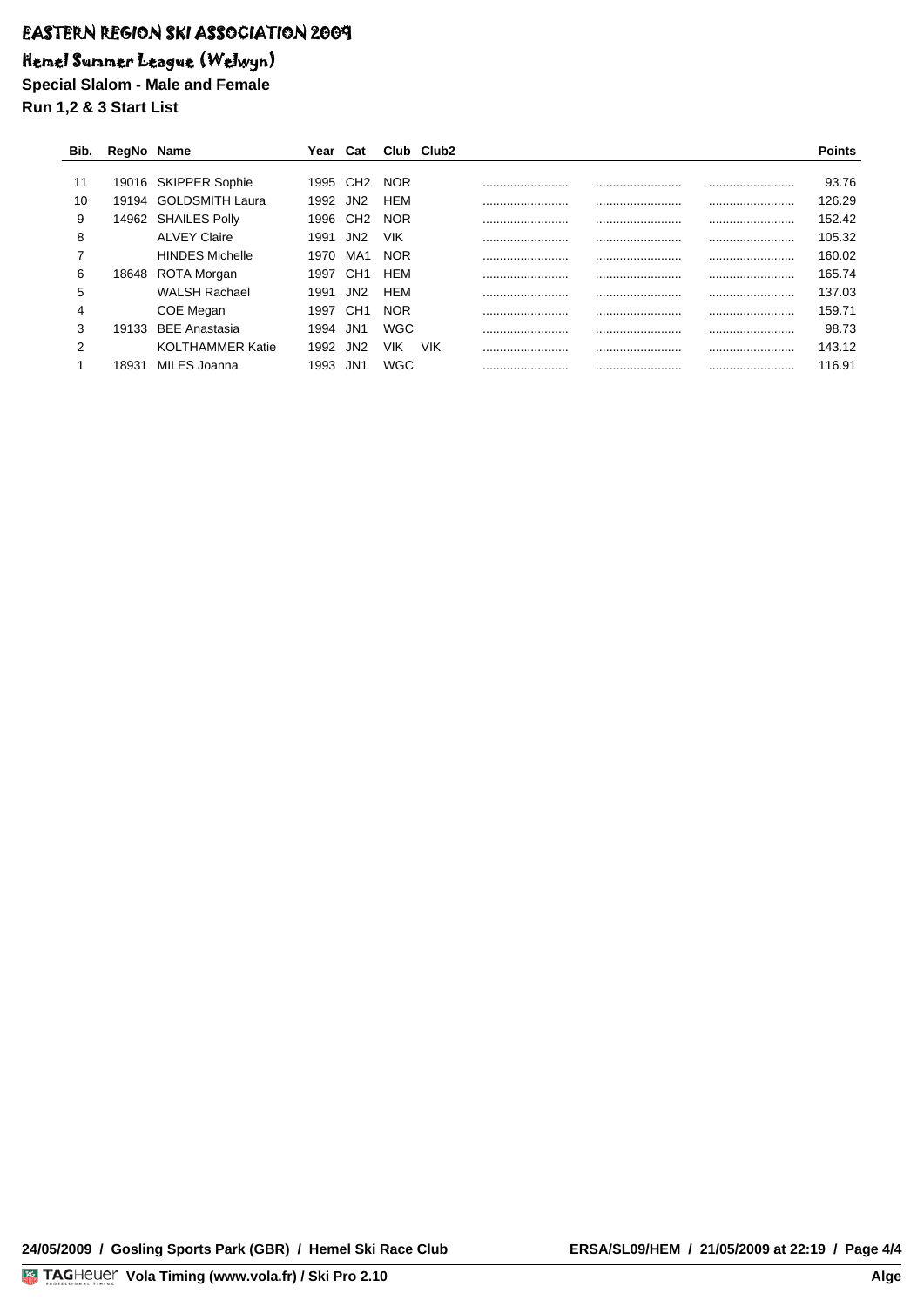# EASTERN REGION SKI ASSOCIATION 2009

## Hemel Summer League (Welwyn)

**Special Slalom - Male and Female**

**Run 1,2 & 3 Start List**

| Bib. | RegNo | Name | Year | Cat | Club | Club2 | | | | Points |
|---|---|---|---|---|---|---|---|---|---|---|
| 11 | 19016 | SKIPPER Sophie | 1995 | CH2 | NOR | | .......................... | .......................... | .......................... | 93.76 |
| 10 | 19194 | GOLDSMITH Laura | 1992 | JN2 | HEM | | .......................... | .......................... | .......................... | 126.29 |
| 9 | 14962 | SHAILES Polly | 1996 | CH2 | NOR | | .......................... | .......................... | .......................... | 152.42 |
| 8 | | ALVEY Claire | 1991 | JN2 | VIK | | .......................... | .......................... | .......................... | 105.32 |
| 7 | | HINDES Michelle | 1970 | MA1 | NOR | | .......................... | .......................... | .......................... | 160.02 |
| 6 | 18648 | ROTA Morgan | 1997 | CH1 | HEM | | .......................... | .......................... | .......................... | 165.74 |
| 5 | | WALSH Rachael | 1991 | JN2 | HEM | | .......................... | .......................... | .......................... | 137.03 |
| 4 | | COE Megan | 1997 | CH1 | NOR | | .......................... | .......................... | .......................... | 159.71 |
| 3 | 19133 | BEE Anastasia | 1994 | JN1 | WGC | | .......................... | .......................... | .......................... | 98.73 |
| 2 | | KOLTHAMMER Katie | 1992 | JN2 | VIK | VIK | .......................... | .......................... | .......................... | 143.12 |
| 1 | 18931 | MILES Joanna | 1993 | JN1 | WGC | | .......................... | .......................... | .......................... | 116.91 |

24/05/2009 / Gosling Sports Park (GBR) / Hemel Ski Race Club ERSA/SL09/HEM / 21/05/2009 at 22:19

TAGHeuer Vola Timing (www.vola.fr) / Ski Pro 2.10 Alge